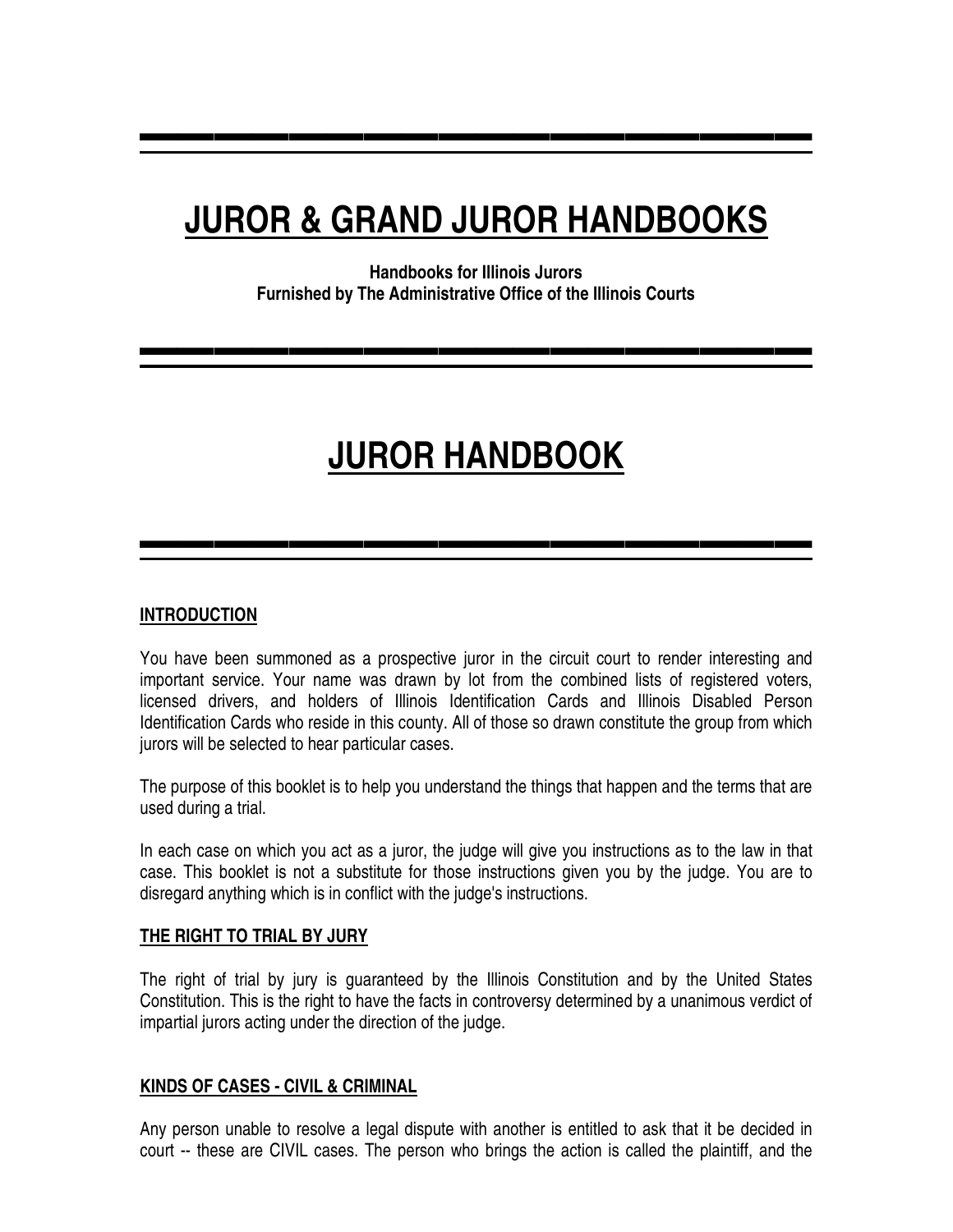# JUROR & GRAND JUROR HANDBOOKS

**Handbooks for Illinois Jurors**
**Furnished by The Administrative Office of the Illinois Courts**

# JUROR HANDBOOK

## INTRODUCTION

You have been summoned as a prospective juror in the circuit court to render interesting and important service. Your name was drawn by lot from the combined lists of registered voters, licensed drivers, and holders of Illinois Identification Cards and Illinois Disabled Person Identification Cards who reside in this county. All of those so drawn constitute the group from which jurors will be selected to hear particular cases.

The purpose of this booklet is to help you understand the things that happen and the terms that are used during a trial.

In each case on which you act as a juror, the judge will give you instructions as to the law in that case. This booklet is not a substitute for those instructions given you by the judge. You are to disregard anything which is in conflict with the judge's instructions.

## THE RIGHT TO TRIAL BY JURY

The right of trial by jury is guaranteed by the Illinois Constitution and by the United States Constitution. This is the right to have the facts in controversy determined by a unanimous verdict of impartial jurors acting under the direction of the judge.

## KINDS OF CASES - CIVIL & CRIMINAL

Any person unable to resolve a legal dispute with another is entitled to ask that it be decided in court -- these are CIVIL cases. The person who brings the action is called the plaintiff, and the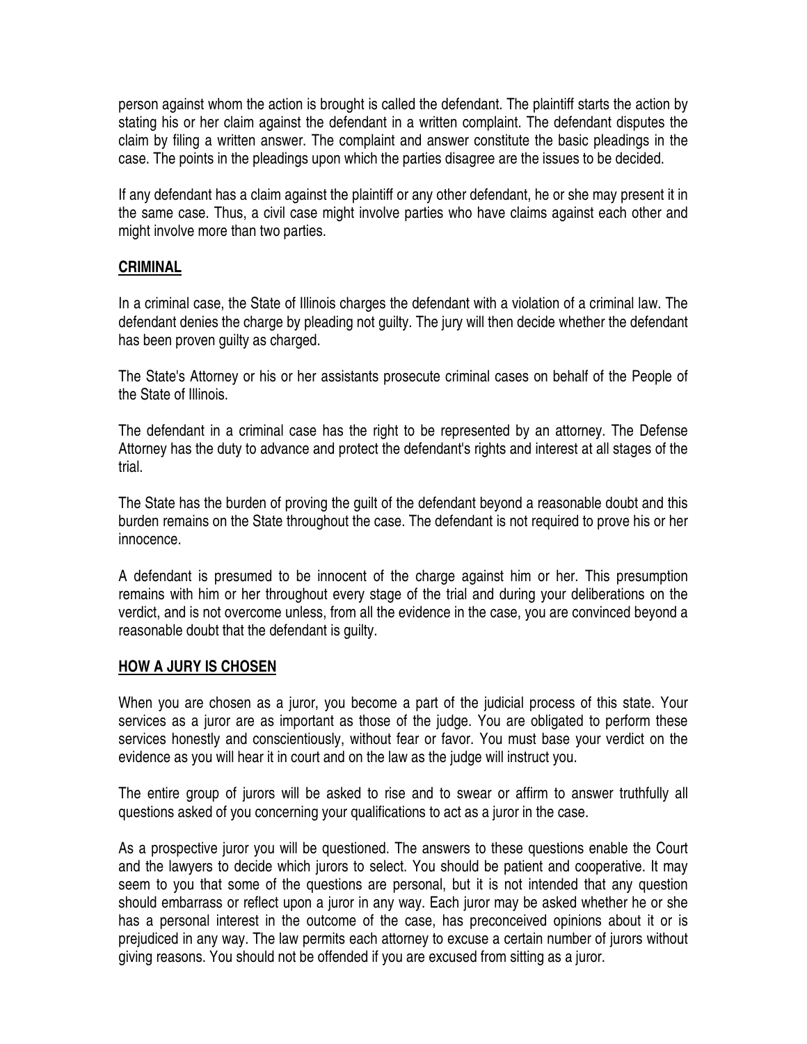person against whom the action is brought is called the defendant. The plaintiff starts the action by stating his or her claim against the defendant in a written complaint. The defendant disputes the claim by filing a written answer. The complaint and answer constitute the basic pleadings in the case. The points in the pleadings upon which the parties disagree are the issues to be decided.

If any defendant has a claim against the plaintiff or any other defendant, he or she may present it in the same case. Thus, a civil case might involve parties who have claims against each other and might involve more than two parties.

## CRIMINAL

In a criminal case, the State of Illinois charges the defendant with a violation of a criminal law. The defendant denies the charge by pleading not guilty. The jury will then decide whether the defendant has been proven guilty as charged.

The State's Attorney or his or her assistants prosecute criminal cases on behalf of the People of the State of Illinois.

The defendant in a criminal case has the right to be represented by an attorney. The Defense Attorney has the duty to advance and protect the defendant's rights and interest at all stages of the trial.

The State has the burden of proving the guilt of the defendant beyond a reasonable doubt and this burden remains on the State throughout the case. The defendant is not required to prove his or her innocence.

A defendant is presumed to be innocent of the charge against him or her. This presumption remains with him or her throughout every stage of the trial and during your deliberations on the verdict, and is not overcome unless, from all the evidence in the case, you are convinced beyond a reasonable doubt that the defendant is guilty.

## HOW A JURY IS CHOSEN

When you are chosen as a juror, you become a part of the judicial process of this state. Your services as a juror are as important as those of the judge. You are obligated to perform these services honestly and conscientiously, without fear or favor. You must base your verdict on the evidence as you will hear it in court and on the law as the judge will instruct you.

The entire group of jurors will be asked to rise and to swear or affirm to answer truthfully all questions asked of you concerning your qualifications to act as a juror in the case.

As a prospective juror you will be questioned. The answers to these questions enable the Court and the lawyers to decide which jurors to select. You should be patient and cooperative. It may seem to you that some of the questions are personal, but it is not intended that any question should embarrass or reflect upon a juror in any way. Each juror may be asked whether he or she has a personal interest in the outcome of the case, has preconceived opinions about it or is prejudiced in any way. The law permits each attorney to excuse a certain number of jurors without giving reasons. You should not be offended if you are excused from sitting as a juror.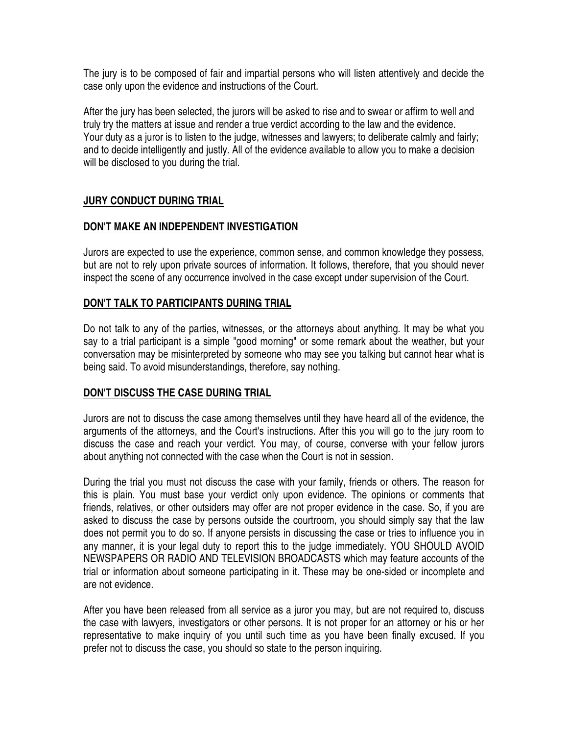The jury is to be composed of fair and impartial persons who will listen attentively and decide the case only upon the evidence and instructions of the Court.

After the jury has been selected, the jurors will be asked to rise and to swear or affirm to well and truly try the matters at issue and render a true verdict according to the law and the evidence. Your duty as a juror is to listen to the judge, witnesses and lawyers; to deliberate calmly and fairly; and to decide intelligently and justly. All of the evidence available to allow you to make a decision will be disclosed to you during the trial.

## JURY CONDUCT DURING TRIAL

### DON'T MAKE AN INDEPENDENT INVESTIGATION

Jurors are expected to use the experience, common sense, and common knowledge they possess, but are not to rely upon private sources of information. It follows, therefore, that you should never inspect the scene of any occurrence involved in the case except under supervision of the Court.

### DON'T TALK TO PARTICIPANTS DURING TRIAL

Do not talk to any of the parties, witnesses, or the attorneys about anything. It may be what you say to a trial participant is a simple "good morning" or some remark about the weather, but your conversation may be misinterpreted by someone who may see you talking but cannot hear what is being said. To avoid misunderstandings, therefore, say nothing.

### DON'T DISCUSS THE CASE DURING TRIAL

Jurors are not to discuss the case among themselves until they have heard all of the evidence, the arguments of the attorneys, and the Court's instructions. After this you will go to the jury room to discuss the case and reach your verdict. You may, of course, converse with your fellow jurors about anything not connected with the case when the Court is not in session.

During the trial you must not discuss the case with your family, friends or others. The reason for this is plain. You must base your verdict only upon evidence. The opinions or comments that friends, relatives, or other outsiders may offer are not proper evidence in the case. So, if you are asked to discuss the case by persons outside the courtroom, you should simply say that the law does not permit you to do so. If anyone persists in discussing the case or tries to influence you in any manner, it is your legal duty to report this to the judge immediately. YOU SHOULD AVOID NEWSPAPERS OR RADIO AND TELEVISION BROADCASTS which may feature accounts of the trial or information about someone participating in it. These may be one-sided or incomplete and are not evidence.

After you have been released from all service as a juror you may, but are not required to, discuss the case with lawyers, investigators or other persons. It is not proper for an attorney or his or her representative to make inquiry of you until such time as you have been finally excused. If you prefer not to discuss the case, you should so state to the person inquiring.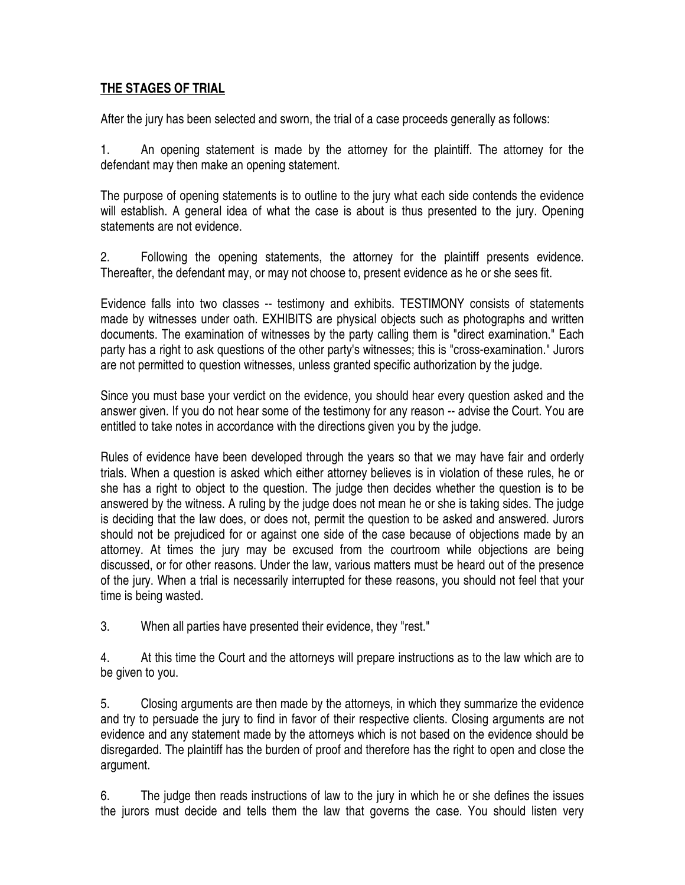## **THE STAGES OF TRIAL**

After the jury has been selected and sworn, the trial of a case proceeds generally as follows:

1. An opening statement is made by the attorney for the plaintiff. The attorney for the defendant may then make an opening statement.

The purpose of opening statements is to outline to the jury what each side contends the evidence will establish. A general idea of what the case is about is thus presented to the jury. Opening statements are not evidence.

2. Following the opening statements, the attorney for the plaintiff presents evidence. Thereafter, the defendant may, or may not choose to, present evidence as he or she sees fit.

Evidence falls into two classes -- testimony and exhibits. TESTIMONY consists of statements made by witnesses under oath. EXHIBITS are physical objects such as photographs and written documents. The examination of witnesses by the party calling them is "direct examination." Each party has a right to ask questions of the other party's witnesses; this is "cross-examination." Jurors are not permitted to question witnesses, unless granted specific authorization by the judge.

Since you must base your verdict on the evidence, you should hear every question asked and the answer given. If you do not hear some of the testimony for any reason -- advise the Court. You are entitled to take notes in accordance with the directions given you by the judge.

Rules of evidence have been developed through the years so that we may have fair and orderly trials. When a question is asked which either attorney believes is in violation of these rules, he or she has a right to object to the question. The judge then decides whether the question is to be answered by the witness. A ruling by the judge does not mean he or she is taking sides. The judge is deciding that the law does, or does not, permit the question to be asked and answered. Jurors should not be prejudiced for or against one side of the case because of objections made by an attorney. At times the jury may be excused from the courtroom while objections are being discussed, or for other reasons. Under the law, various matters must be heard out of the presence of the jury. When a trial is necessarily interrupted for these reasons, you should not feel that your time is being wasted.

3. When all parties have presented their evidence, they "rest."

4. At this time the Court and the attorneys will prepare instructions as to the law which are to be given to you.

5. Closing arguments are then made by the attorneys, in which they summarize the evidence and try to persuade the jury to find in favor of their respective clients. Closing arguments are not evidence and any statement made by the attorneys which is not based on the evidence should be disregarded. The plaintiff has the burden of proof and therefore has the right to open and close the argument.

6. The judge then reads instructions of law to the jury in which he or she defines the issues the jurors must decide and tells them the law that governs the case. You should listen very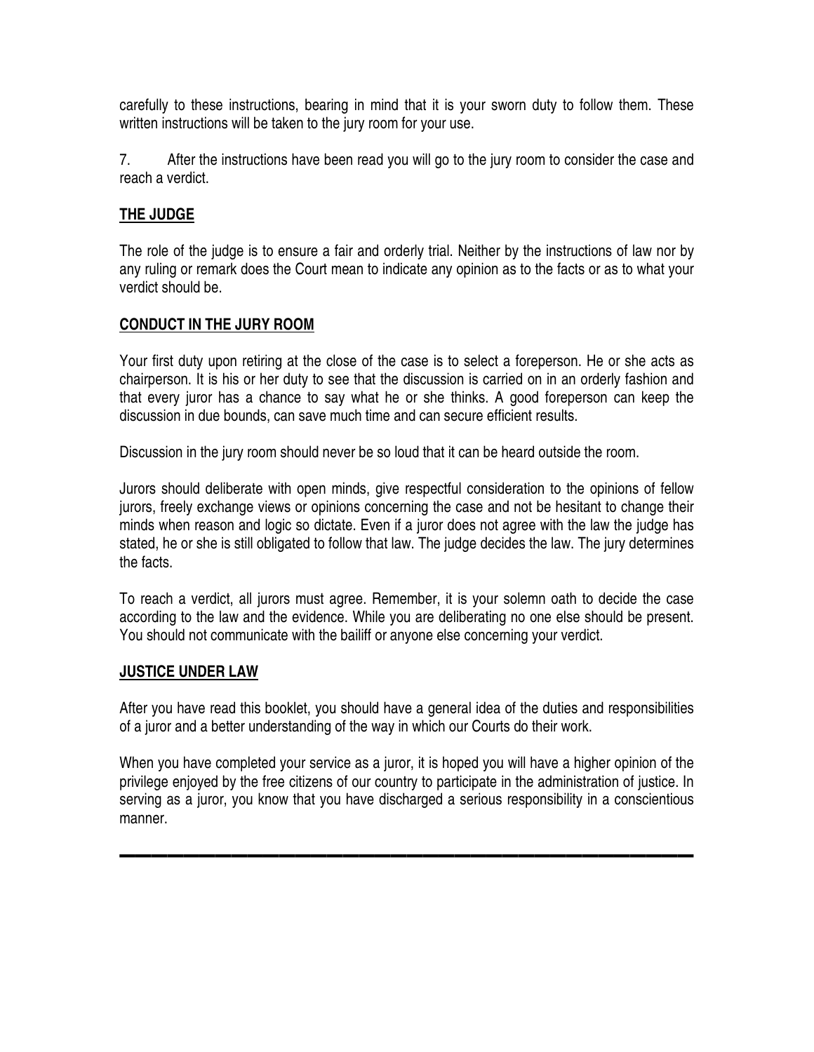carefully to these instructions, bearing in mind that it is your sworn duty to follow them. These written instructions will be taken to the jury room for your use.

7. After the instructions have been read you will go to the jury room to consider the case and reach a verdict.

## THE JUDGE

The role of the judge is to ensure a fair and orderly trial. Neither by the instructions of law nor by any ruling or remark does the Court mean to indicate any opinion as to the facts or as to what your verdict should be.

## CONDUCT IN THE JURY ROOM

Your first duty upon retiring at the close of the case is to select a foreperson. He or she acts as chairperson. It is his or her duty to see that the discussion is carried on in an orderly fashion and that every juror has a chance to say what he or she thinks. A good foreperson can keep the discussion in due bounds, can save much time and can secure efficient results.

Discussion in the jury room should never be so loud that it can be heard outside the room.

Jurors should deliberate with open minds, give respectful consideration to the opinions of fellow jurors, freely exchange views or opinions concerning the case and not be hesitant to change their minds when reason and logic so dictate. Even if a juror does not agree with the law the judge has stated, he or she is still obligated to follow that law. The judge decides the law. The jury determines the facts.

To reach a verdict, all jurors must agree. Remember, it is your solemn oath to decide the case according to the law and the evidence. While you are deliberating no one else should be present. You should not communicate with the bailiff or anyone else concerning your verdict.

## JUSTICE UNDER LAW

After you have read this booklet, you should have a general idea of the duties and responsibilities of a juror and a better understanding of the way in which our Courts do their work.

When you have completed your service as a juror, it is hoped you will have a higher opinion of the privilege enjoyed by the free citizens of our country to participate in the administration of justice. In serving as a juror, you know that you have discharged a serious responsibility in a conscientious manner.

---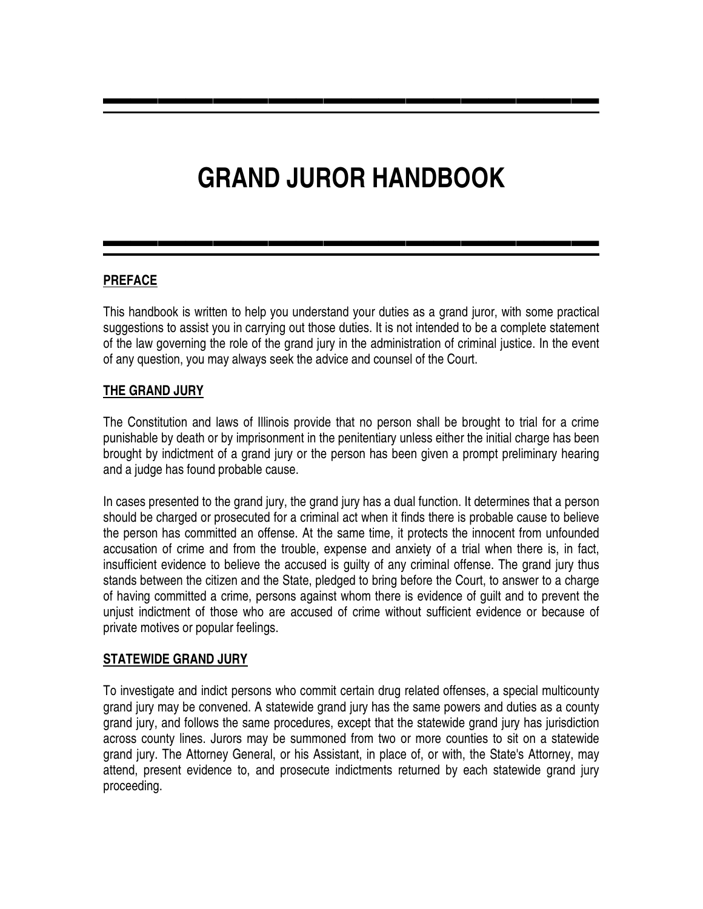# GRAND JUROR HANDBOOK

## PREFACE

This handbook is written to help you understand your duties as a grand juror, with some practical suggestions to assist you in carrying out those duties. It is not intended to be a complete statement of the law governing the role of the grand jury in the administration of criminal justice. In the event of any question, you may always seek the advice and counsel of the Court.

## THE GRAND JURY

The Constitution and laws of Illinois provide that no person shall be brought to trial for a crime punishable by death or by imprisonment in the penitentiary unless either the initial charge has been brought by indictment of a grand jury or the person has been given a prompt preliminary hearing and a judge has found probable cause.

In cases presented to the grand jury, the grand jury has a dual function. It determines that a person should be charged or prosecuted for a criminal act when it finds there is probable cause to believe the person has committed an offense. At the same time, it protects the innocent from unfounded accusation of crime and from the trouble, expense and anxiety of a trial when there is, in fact, insufficient evidence to believe the accused is guilty of any criminal offense. The grand jury thus stands between the citizen and the State, pledged to bring before the Court, to answer to a charge of having committed a crime, persons against whom there is evidence of guilt and to prevent the unjust indictment of those who are accused of crime without sufficient evidence or because of private motives or popular feelings.

## STATEWIDE GRAND JURY

To investigate and indict persons who commit certain drug related offenses, a special multicounty grand jury may be convened. A statewide grand jury has the same powers and duties as a county grand jury, and follows the same procedures, except that the statewide grand jury has jurisdiction across county lines. Jurors may be summoned from two or more counties to sit on a statewide grand jury. The Attorney General, or his Assistant, in place of, or with, the State's Attorney, may attend, present evidence to, and prosecute indictments returned by each statewide grand jury proceeding.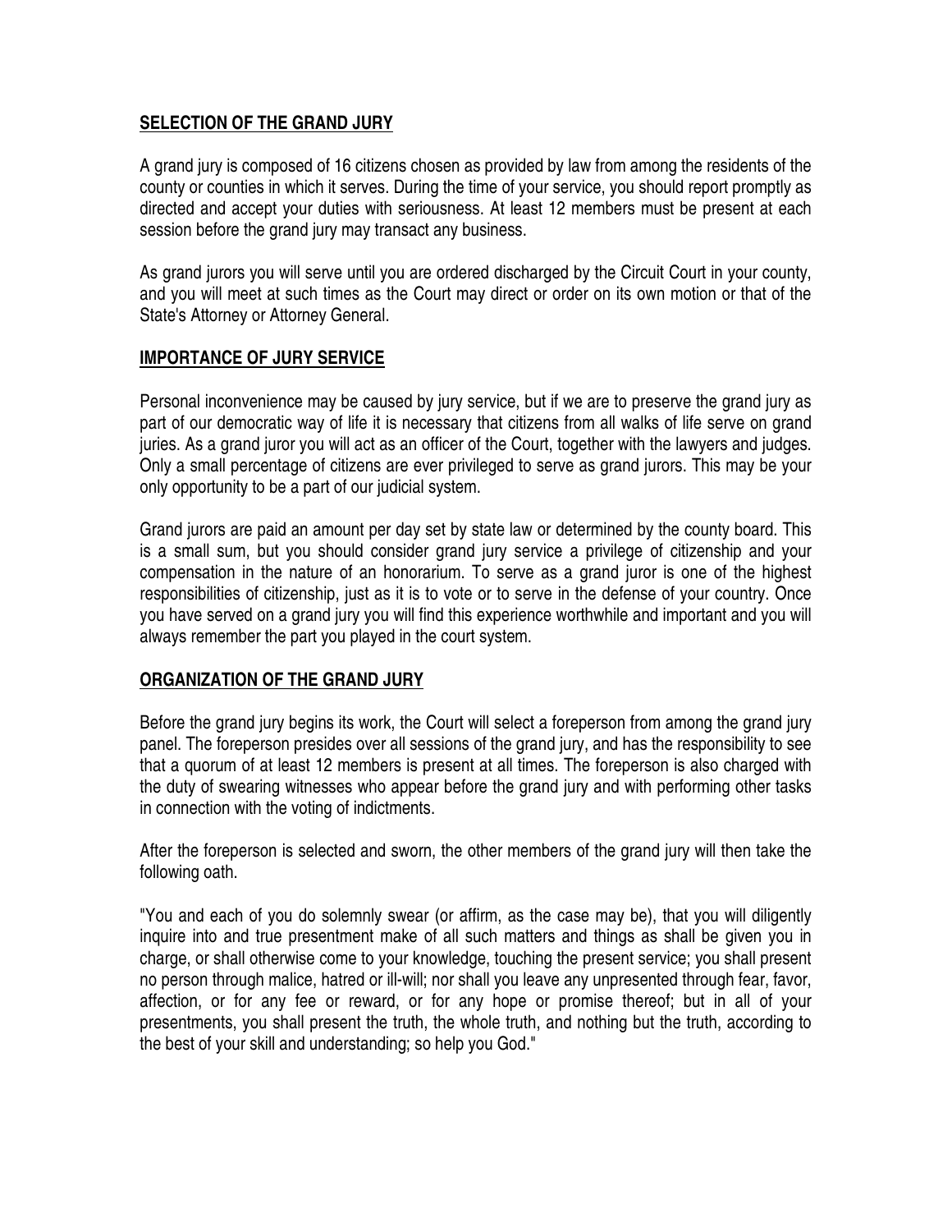## SELECTION OF THE GRAND JURY

A grand jury is composed of 16 citizens chosen as provided by law from among the residents of the county or counties in which it serves. During the time of your service, you should report promptly as directed and accept your duties with seriousness. At least 12 members must be present at each session before the grand jury may transact any business.

As grand jurors you will serve until you are ordered discharged by the Circuit Court in your county, and you will meet at such times as the Court may direct or order on its own motion or that of the State's Attorney or Attorney General.

## IMPORTANCE OF JURY SERVICE

Personal inconvenience may be caused by jury service, but if we are to preserve the grand jury as part of our democratic way of life it is necessary that citizens from all walks of life serve on grand juries. As a grand juror you will act as an officer of the Court, together with the lawyers and judges. Only a small percentage of citizens are ever privileged to serve as grand jurors. This may be your only opportunity to be a part of our judicial system.

Grand jurors are paid an amount per day set by state law or determined by the county board. This is a small sum, but you should consider grand jury service a privilege of citizenship and your compensation in the nature of an honorarium. To serve as a grand juror is one of the highest responsibilities of citizenship, just as it is to vote or to serve in the defense of your country. Once you have served on a grand jury you will find this experience worthwhile and important and you will always remember the part you played in the court system.

## ORGANIZATION OF THE GRAND JURY

Before the grand jury begins its work, the Court will select a foreperson from among the grand jury panel. The foreperson presides over all sessions of the grand jury, and has the responsibility to see that a quorum of at least 12 members is present at all times. The foreperson is also charged with the duty of swearing witnesses who appear before the grand jury and with performing other tasks in connection with the voting of indictments.

After the foreperson is selected and sworn, the other members of the grand jury will then take the following oath.

"You and each of you do solemnly swear (or affirm, as the case may be), that you will diligently inquire into and true presentment make of all such matters and things as shall be given you in charge, or shall otherwise come to your knowledge, touching the present service; you shall present no person through malice, hatred or ill-will; nor shall you leave any unpresented through fear, favor, affection, or for any fee or reward, or for any hope or promise thereof; but in all of your presentments, you shall present the truth, the whole truth, and nothing but the truth, according to the best of your skill and understanding; so help you God."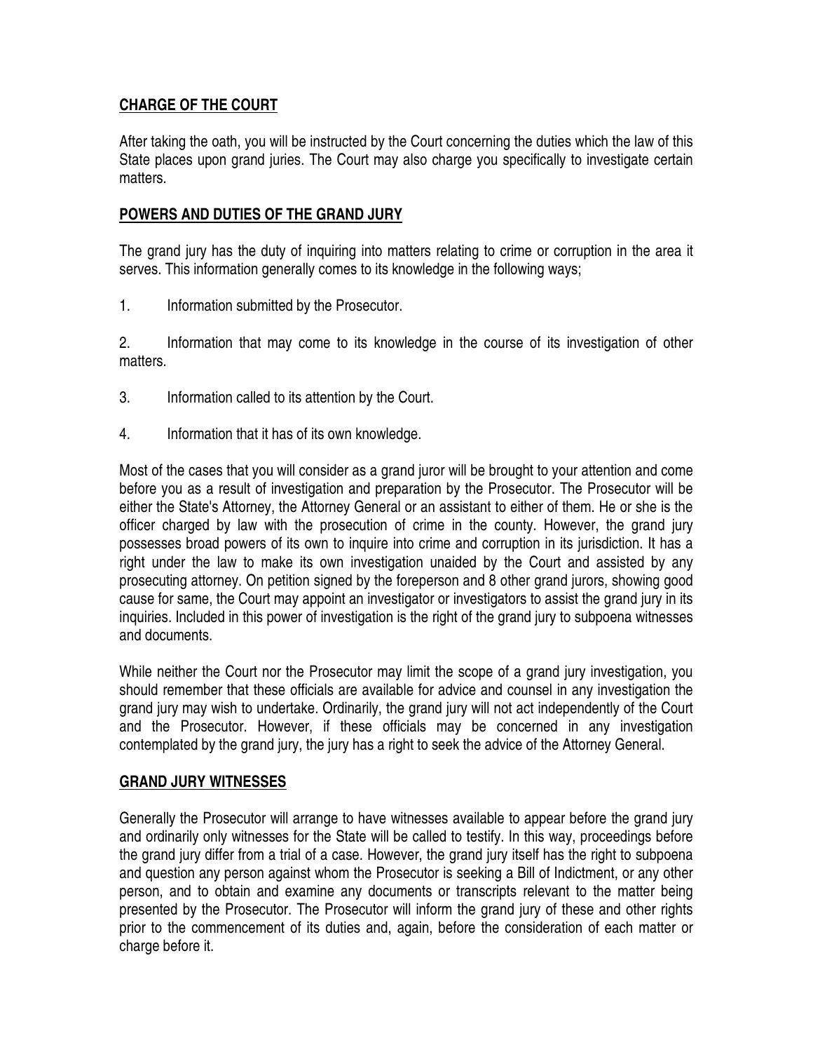## CHARGE OF THE COURT

After taking the oath, you will be instructed by the Court concerning the duties which the law of this State places upon grand juries. The Court may also charge you specifically to investigate certain matters.

## POWERS AND DUTIES OF THE GRAND JURY

The grand jury has the duty of inquiring into matters relating to crime or corruption in the area it serves. This information generally comes to its knowledge in the following ways;

1. Information submitted by the Prosecutor.

2. Information that may come to its knowledge in the course of its investigation of other matters.

3. Information called to its attention by the Court.

4. Information that it has of its own knowledge.

Most of the cases that you will consider as a grand juror will be brought to your attention and come before you as a result of investigation and preparation by the Prosecutor. The Prosecutor will be either the State's Attorney, the Attorney General or an assistant to either of them. He or she is the officer charged by law with the prosecution of crime in the county. However, the grand jury possesses broad powers of its own to inquire into crime and corruption in its jurisdiction. It has a right under the law to make its own investigation unaided by the Court and assisted by any prosecuting attorney. On petition signed by the foreperson and 8 other grand jurors, showing good cause for same, the Court may appoint an investigator or investigators to assist the grand jury in its inquiries. Included in this power of investigation is the right of the grand jury to subpoena witnesses and documents.

While neither the Court nor the Prosecutor may limit the scope of a grand jury investigation, you should remember that these officials are available for advice and counsel in any investigation the grand jury may wish to undertake. Ordinarily, the grand jury will not act independently of the Court and the Prosecutor. However, if these officials may be concerned in any investigation contemplated by the grand jury, the jury has a right to seek the advice of the Attorney General.

## GRAND JURY WITNESSES

Generally the Prosecutor will arrange to have witnesses available to appear before the grand jury and ordinarily only witnesses for the State will be called to testify. In this way, proceedings before the grand jury differ from a trial of a case. However, the grand jury itself has the right to subpoena and question any person against whom the Prosecutor is seeking a Bill of Indictment, or any other person, and to obtain and examine any documents or transcripts relevant to the matter being presented by the Prosecutor. The Prosecutor will inform the grand jury of these and other rights prior to the commencement of its duties and, again, before the consideration of each matter or charge before it.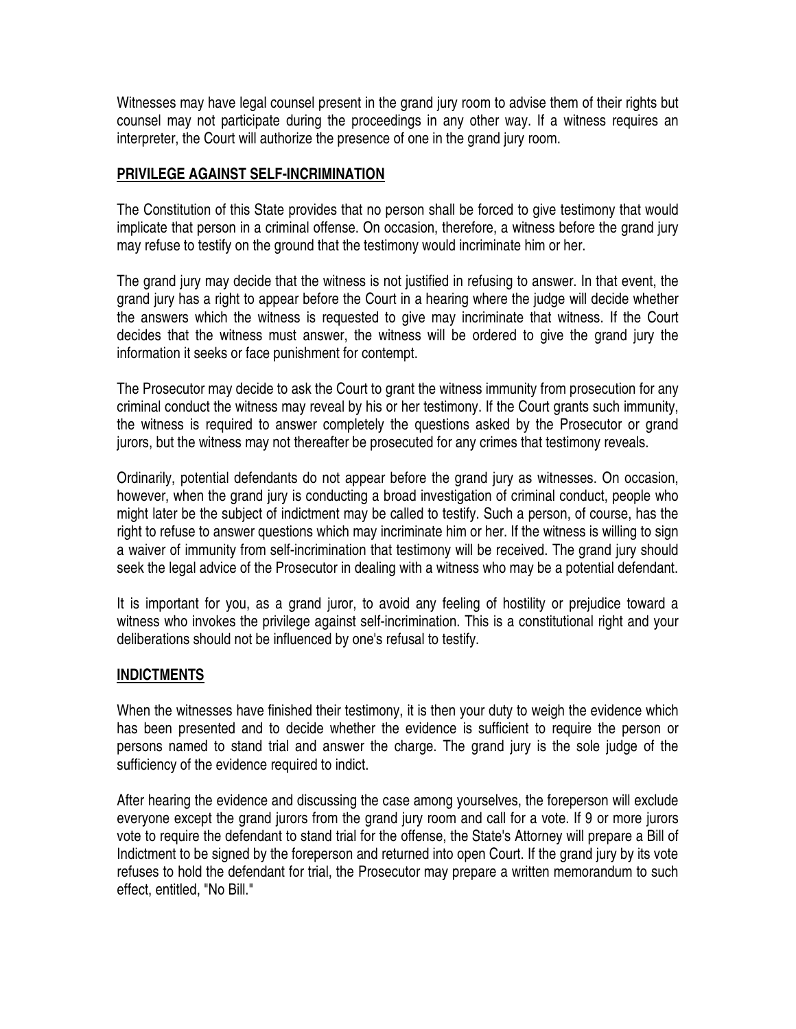Witnesses may have legal counsel present in the grand jury room to advise them of their rights but counsel may not participate during the proceedings in any other way. If a witness requires an interpreter, the Court will authorize the presence of one in the grand jury room.

## PRIVILEGE AGAINST SELF-INCRIMINATION

The Constitution of this State provides that no person shall be forced to give testimony that would implicate that person in a criminal offense. On occasion, therefore, a witness before the grand jury may refuse to testify on the ground that the testimony would incriminate him or her.

The grand jury may decide that the witness is not justified in refusing to answer. In that event, the grand jury has a right to appear before the Court in a hearing where the judge will decide whether the answers which the witness is requested to give may incriminate that witness. If the Court decides that the witness must answer, the witness will be ordered to give the grand jury the information it seeks or face punishment for contempt.

The Prosecutor may decide to ask the Court to grant the witness immunity from prosecution for any criminal conduct the witness may reveal by his or her testimony. If the Court grants such immunity, the witness is required to answer completely the questions asked by the Prosecutor or grand jurors, but the witness may not thereafter be prosecuted for any crimes that testimony reveals.

Ordinarily, potential defendants do not appear before the grand jury as witnesses. On occasion, however, when the grand jury is conducting a broad investigation of criminal conduct, people who might later be the subject of indictment may be called to testify. Such a person, of course, has the right to refuse to answer questions which may incriminate him or her. If the witness is willing to sign a waiver of immunity from self-incrimination that testimony will be received. The grand jury should seek the legal advice of the Prosecutor in dealing with a witness who may be a potential defendant.

It is important for you, as a grand juror, to avoid any feeling of hostility or prejudice toward a witness who invokes the privilege against self-incrimination. This is a constitutional right and your deliberations should not be influenced by one's refusal to testify.

## INDICTMENTS

When the witnesses have finished their testimony, it is then your duty to weigh the evidence which has been presented and to decide whether the evidence is sufficient to require the person or persons named to stand trial and answer the charge. The grand jury is the sole judge of the sufficiency of the evidence required to indict.

After hearing the evidence and discussing the case among yourselves, the foreperson will exclude everyone except the grand jurors from the grand jury room and call for a vote. If 9 or more jurors vote to require the defendant to stand trial for the offense, the State's Attorney will prepare a Bill of Indictment to be signed by the foreperson and returned into open Court. If the grand jury by its vote refuses to hold the defendant for trial, the Prosecutor may prepare a written memorandum to such effect, entitled, "No Bill."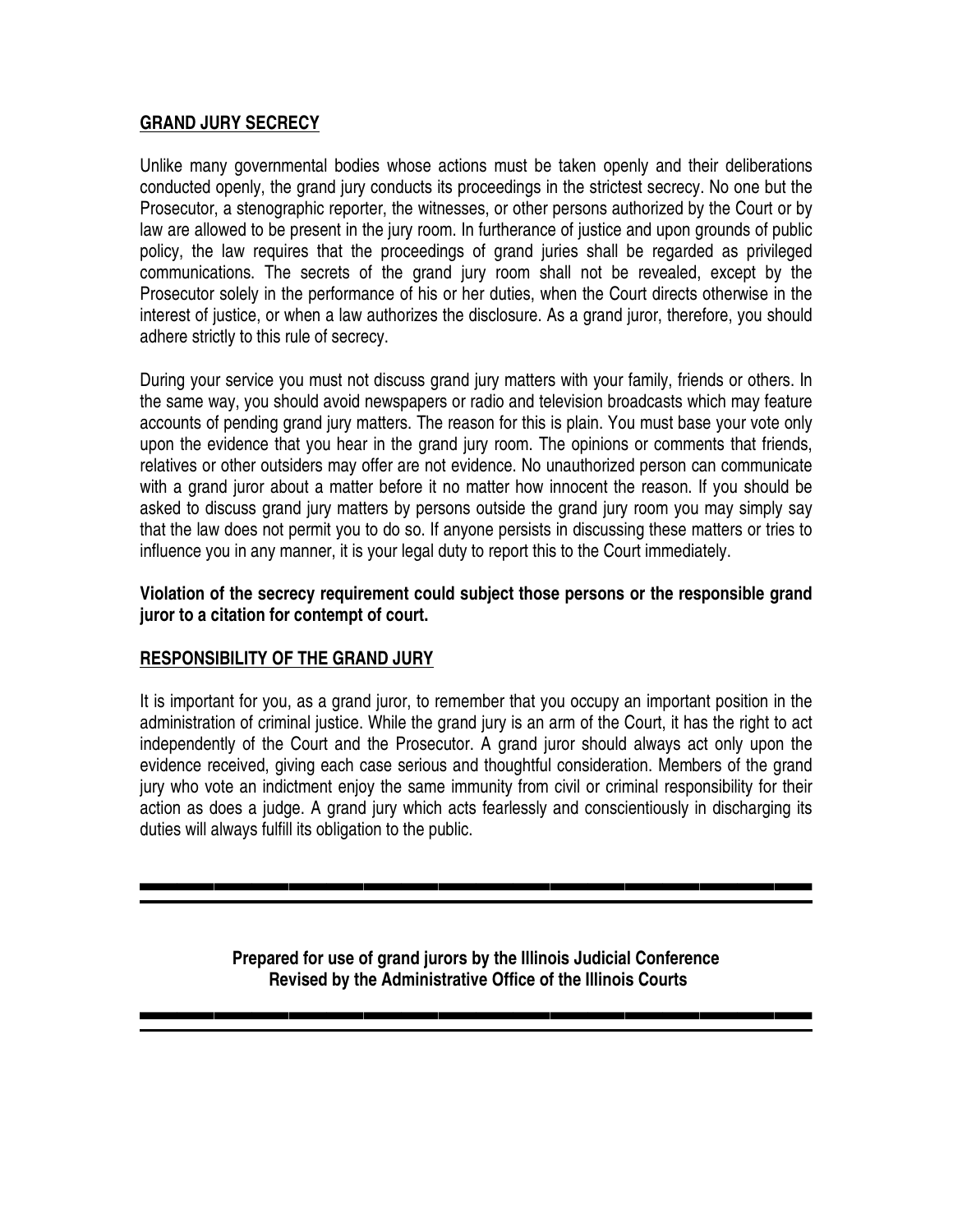## GRAND JURY SECRECY

Unlike many governmental bodies whose actions must be taken openly and their deliberations conducted openly, the grand jury conducts its proceedings in the strictest secrecy. No one but the Prosecutor, a stenographic reporter, the witnesses, or other persons authorized by the Court or by law are allowed to be present in the jury room. In furtherance of justice and upon grounds of public policy, the law requires that the proceedings of grand juries shall be regarded as privileged communications. The secrets of the grand jury room shall not be revealed, except by the Prosecutor solely in the performance of his or her duties, when the Court directs otherwise in the interest of justice, or when a law authorizes the disclosure. As a grand juror, therefore, you should adhere strictly to this rule of secrecy.

During your service you must not discuss grand jury matters with your family, friends or others. In the same way, you should avoid newspapers or radio and television broadcasts which may feature accounts of pending grand jury matters. The reason for this is plain. You must base your vote only upon the evidence that you hear in the grand jury room. The opinions or comments that friends, relatives or other outsiders may offer are not evidence. No unauthorized person can communicate with a grand juror about a matter before it no matter how innocent the reason. If you should be asked to discuss grand jury matters by persons outside the grand jury room you may simply say that the law does not permit you to do so. If anyone persists in discussing these matters or tries to influence you in any manner, it is your legal duty to report this to the Court immediately.

**Violation of the secrecy requirement could subject those persons or the responsible grand juror to a citation for contempt of court.**

## RESPONSIBILITY OF THE GRAND JURY

It is important for you, as a grand juror, to remember that you occupy an important position in the administration of criminal justice. While the grand jury is an arm of the Court, it has the right to act independently of the Court and the Prosecutor. A grand juror should always act only upon the evidence received, giving each case serious and thoughtful consideration. Members of the grand jury who vote an indictment enjoy the same immunity from civil or criminal responsibility for their action as does a judge. A grand jury which acts fearlessly and conscientiously in discharging its duties will always fulfill its obligation to the public.

---

**Prepared for use of grand jurors by the Illinois Judicial Conference**
**Revised by the Administrative Office of the Illinois Courts**

---